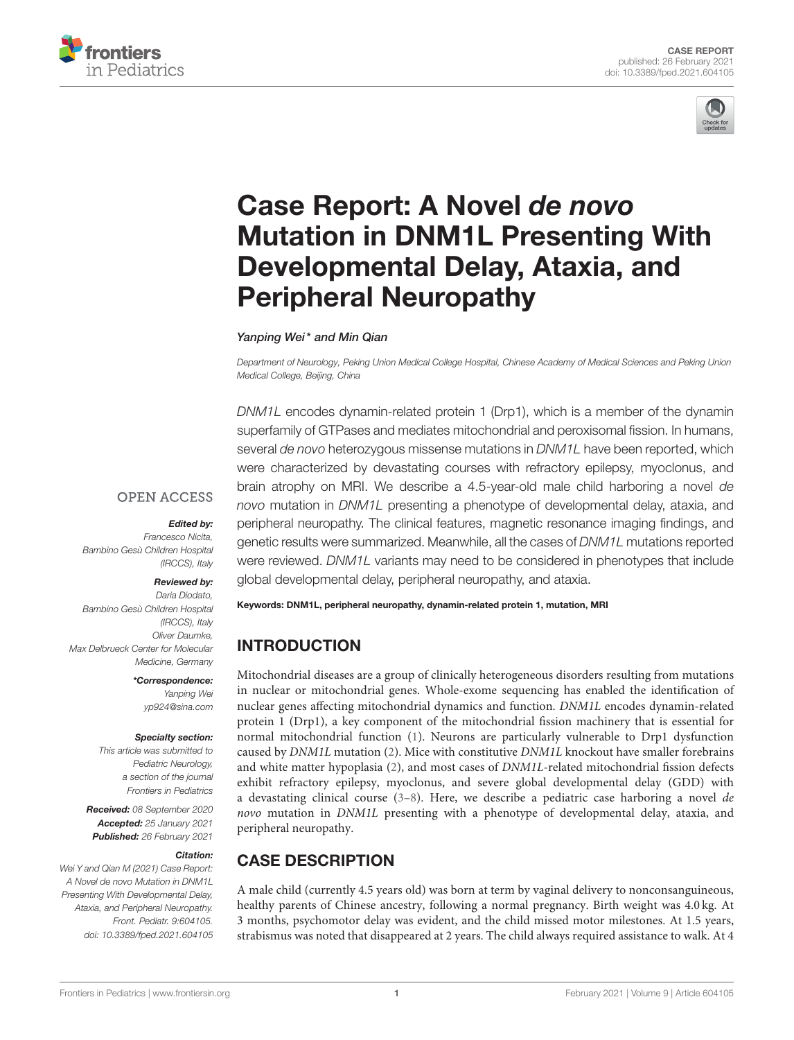CASE REPORT
published: 26 February 2021
doi: 10.3389/fped.2021.604105

# Case Report: A Novel *de novo* Mutation in DNM1L Presenting With Developmental Delay, Ataxia, and Peripheral Neuropathy

*Yanping Wei\* and Min Qian*

*Department of Neurology, Peking Union Medical College Hospital, Chinese Academy of Medical Sciences and Peking Union Medical College, Beijing, China*

OPEN ACCESS

***Edited by:***
*Francesco Nicita, Bambino Gesù Children Hospital (IRCCS), Italy*

***Reviewed by:***
*Daria Diodato, Bambino Gesù Children Hospital (IRCCS), Italy*
*Oliver Daumke, Max Delbrueck Center for Molecular Medicine, Germany*

***\*Correspondence:***
*Yanping Wei*
*yp924@sina.com*

***Specialty section:***
*This article was submitted to Pediatric Neurology, a section of the journal Frontiers in Pediatrics*

***Received:*** *08 September 2020*
***Accepted:*** *25 January 2021*
***Published:*** *26 February 2021*

***Citation:***
*Wei Y and Qian M (2021) Case Report: A Novel de novo Mutation in DNM1L Presenting With Developmental Delay, Ataxia, and Peripheral Neuropathy. Front. Pediatr. 9:604105. doi: 10.3389/fped.2021.604105*

*DNM1L* encodes dynamin-related protein 1 (Drp1), which is a member of the dynamin superfamily of GTPases and mediates mitochondrial and peroxisomal fission. In humans, several *de novo* heterozygous missense mutations in *DNM1L* have been reported, which were characterized by devastating courses with refractory epilepsy, myoclonus, and brain atrophy on MRI. We describe a 4.5-year-old male child harboring a novel *de novo* mutation in *DNM1L* presenting a phenotype of developmental delay, ataxia, and peripheral neuropathy. The clinical features, magnetic resonance imaging findings, and genetic results were summarized. Meanwhile, all the cases of *DNM1L* mutations reported were reviewed. *DNM1L* variants may need to be considered in phenotypes that include global developmental delay, peripheral neuropathy, and ataxia.

**Keywords: DNM1L, peripheral neuropathy, dynamin-related protein 1, mutation, MRI**

## INTRODUCTION

Mitochondrial diseases are a group of clinically heterogeneous disorders resulting from mutations in nuclear or mitochondrial genes. Whole-exome sequencing has enabled the identification of nuclear genes affecting mitochondrial dynamics and function. *DNM1L* encodes dynamin-related protein 1 (Drp1), a key component of the mitochondrial fission machinery that is essential for normal mitochondrial function (1). Neurons are particularly vulnerable to Drp1 dysfunction caused by *DNM1L* mutation (2). Mice with constitutive *DNM1L* knockout have smaller forebrains and white matter hypoplasia (2), and most cases of *DNM1L*-related mitochondrial fission defects exhibit refractory epilepsy, myoclonus, and severe global developmental delay (GDD) with a devastating clinical course (3–8). Here, we describe a pediatric case harboring a novel *de novo* mutation in *DNM1L* presenting with a phenotype of developmental delay, ataxia, and peripheral neuropathy.

## CASE DESCRIPTION

A male child (currently 4.5 years old) was born at term by vaginal delivery to nonconsanguineous, healthy parents of Chinese ancestry, following a normal pregnancy. Birth weight was 4.0 kg. At 3 months, psychomotor delay was evident, and the child missed motor milestones. At 1.5 years, strabismus was noted that disappeared at 2 years. The child always required assistance to walk. At 4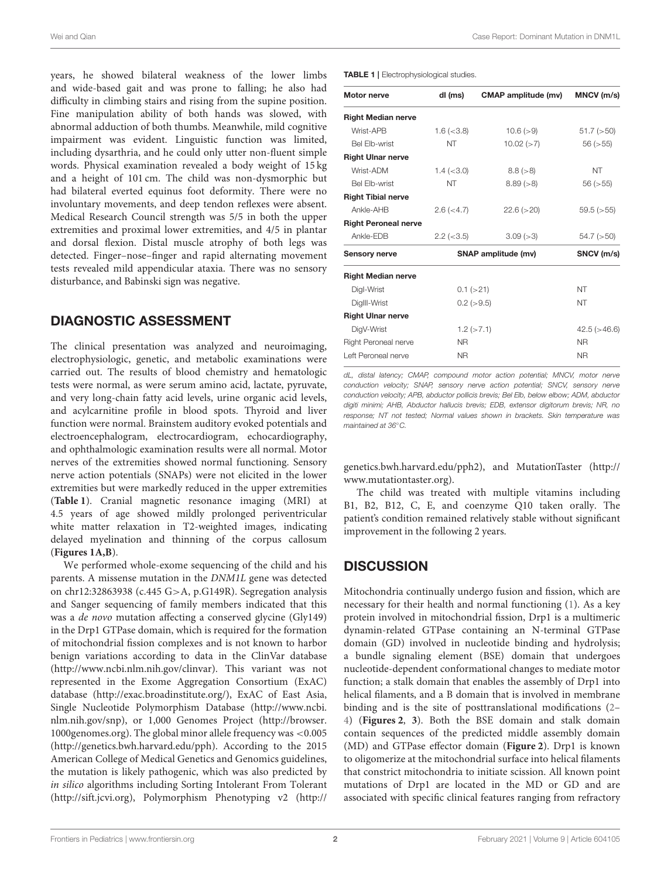years, he showed bilateral weakness of the lower limbs and wide-based gait and was prone to falling; he also had difficulty in climbing stairs and rising from the supine position. Fine manipulation ability of both hands was slowed, with abnormal adduction of both thumbs. Meanwhile, mild cognitive impairment was evident. Linguistic function was limited, including dysarthria, and he could only utter non-fluent simple words. Physical examination revealed a body weight of 15 kg and a height of 101 cm. The child was non-dysmorphic but had bilateral everted equinus foot deformity. There were no involuntary movements, and deep tendon reflexes were absent. Medical Research Council strength was 5/5 in both the upper extremities and proximal lower extremities, and 4/5 in plantar and dorsal flexion. Distal muscle atrophy of both legs was detected. Finger–nose–finger and rapid alternating movement tests revealed mild appendicular ataxia. There was no sensory disturbance, and Babinski sign was negative.

## DIAGNOSTIC ASSESSMENT

The clinical presentation was analyzed and neuroimaging, electrophysiologic, genetic, and metabolic examinations were carried out. The results of blood chemistry and hematologic tests were normal, as were serum amino acid, lactate, pyruvate, and very long-chain fatty acid levels, urine organic acid levels, and acylcarnitine profile in blood spots. Thyroid and liver function were normal. Brainstem auditory evoked potentials and electroencephalogram, electrocardiogram, echocardiography, and ophthalmologic examination results were all normal. Motor nerves of the extremities showed normal functioning. Sensory nerve action potentials (SNAPs) were not elicited in the lower extremities but were markedly reduced in the upper extremities (**Table 1**). Cranial magnetic resonance imaging (MRI) at 4.5 years of age showed mildly prolonged periventricular white matter relaxation in T2-weighted images, indicating delayed myelination and thinning of the corpus callosum (**Figures 1A,B**).

We performed whole-exome sequencing of the child and his parents. A missense mutation in the *DNM1L* gene was detected on chr12:32863938 (c.445 G>A, p.G149R). Segregation analysis and Sanger sequencing of family members indicated that this was a *de novo* mutation affecting a conserved glycine (Gly149) in the Drp1 GTPase domain, which is required for the formation of mitochondrial fission complexes and is not known to harbor benign variations according to data in the ClinVar database (http://www.ncbi.nlm.nih.gov/clinvar). This variant was not represented in the Exome Aggregation Consortium (ExAC) database (http://exac.broadinstitute.org/), ExAC of East Asia, Single Nucleotide Polymorphism Database (http://www.ncbi.nlm.nih.gov/snp), or 1,000 Genomes Project (http://browser.1000genomes.org). The global minor allele frequency was <0.005 (http://genetics.bwh.harvard.edu/pph). According to the 2015 American College of Medical Genetics and Genomics guidelines, the mutation is likely pathogenic, which was also predicted by *in silico* algorithms including Sorting Intolerant From Tolerant (http://sift.jcvi.org), Polymorphism Phenotyping v2 (http://genetics.bwh.harvard.edu/pph2), and MutationTaster (http://www.mutationtaster.org).

**TABLE 1** | Electrophysiological studies.

| Motor nerve | dl (ms) | CMAP amplitude (mv) | MNCV (m/s) |
|---|---|---|---|
| **Right Median nerve** | | | |
| Wrist-APB | 1.6 (<3.8) | 10.6 (>9) | 51.7 (>50) |
| Bel Elb-wrist | NT | 10.02 (>7) | 56 (>55) |
| **Right Ulnar nerve** | | | |
| Wrist-ADM | 1.4 (<3.0) | 8.8 (>8) | NT |
| Bel Elb-wrist | NT | 8.89 (>8) | 56 (>55) |
| **Right Tibial nerve** | | | |
| Ankle-AHB | 2.6 (<4.7) | 22.6 (>20) | 59.5 (>55) |
| **Right Peroneal nerve** | | | |
| Ankle-EDB | 2.2 (<3.5) | 3.09 (>3) | 54.7 (>50) |
| **Sensory nerve** | | **SNAP amplitude (mv)** | **SNCV (m/s)** |
| **Right Median nerve** | | | |
| DigI-Wrist | | 0.1 (>21) | NT |
| DigIII-Wrist | | 0.2 (>9.5) | NT |
| **Right Ulnar nerve** | | | |
| DigV-Wrist | | 1.2 (>7.1) | 42.5 (>46.6) |
| Right Peroneal nerve | | NR | NR |
| Left Peroneal nerve | | NR | NR |

*dL, distal latency; CMAP, compound motor action potential; MNCV, motor nerve conduction velocity; SNAP, sensory nerve action potential; SNCV, sensory nerve conduction velocity; APB, abductor pollicis brevis; Bel Elb, below elbow; ADM, abductor digiti minimi; AHB, Abductor hallucis brevis; EDB, extensor digitorum brevis; NR, no response; NT not tested; Normal values shown in brackets. Skin temperature was maintained at 36°C.*

The child was treated with multiple vitamins including B1, B2, B12, C, E, and coenzyme Q10 taken orally. The patient's condition remained relatively stable without significant improvement in the following 2 years.

## DISCUSSION

Mitochondria continually undergo fusion and fission, which are necessary for their health and normal functioning (1). As a key protein involved in mitochondrial fission, Drp1 is a multimeric dynamin-related GTPase containing an N-terminal GTPase domain (GD) involved in nucleotide binding and hydrolysis; a bundle signaling element (BSE) domain that undergoes nucleotide-dependent conformational changes to mediate motor function; a stalk domain that enables the assembly of Drp1 into helical filaments, and a B domain that is involved in membrane binding and is the site of posttranslational modifications (2–4) (**Figures 2**, **3**). Both the BSE domain and stalk domain contain sequences of the predicted middle assembly domain (MD) and GTPase effector domain (**Figure 2**). Drp1 is known to oligomerize at the mitochondrial surface into helical filaments that constrict mitochondria to initiate scission. All known point mutations of Drp1 are located in the MD or GD and are associated with specific clinical features ranging from refractory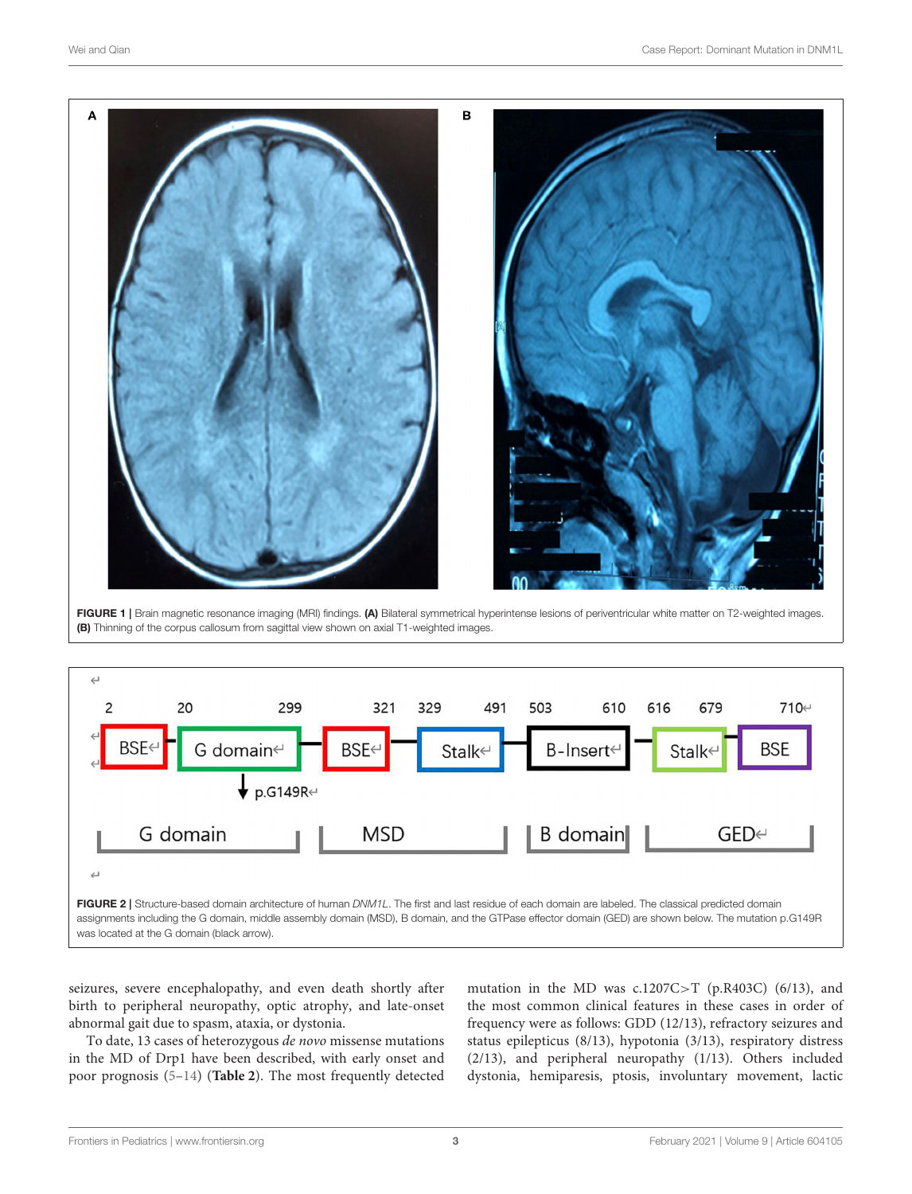FIGURE 1 | Brain magnetic resonance imaging (MRI) findings. **(A)** Bilateral symmetrical hyperintense lesions of periventricular white matter on T2-weighted images. **(B)** Thinning of the corpus callosum from sagittal view shown on axial T1-weighted images.

FIGURE 2 | Structure-based domain architecture of human *DNM1L*. The first and last residue of each domain are labeled. The classical predicted domain assignments including the G domain, middle assembly domain (MSD), B domain, and the GTPase effector domain (GED) are shown below. The mutation p.G149R was located at the G domain (black arrow).

seizures, severe encephalopathy, and even death shortly after birth to peripheral neuropathy, optic atrophy, and late-onset abnormal gait due to spasm, ataxia, or dystonia.

To date, 13 cases of heterozygous *de novo* missense mutations in the MD of Drp1 have been described, with early onset and poor prognosis (5–14) (**Table 2**). The most frequently detected mutation in the MD was c.1207C>T (p.R403C) (6/13), and the most common clinical features in these cases in order of frequency were as follows: GDD (12/13), refractory seizures and status epilepticus (8/13), hypotonia (3/13), respiratory distress (2/13), and peripheral neuropathy (1/13). Others included dystonia, hemiparesis, ptosis, involuntary movement, lactic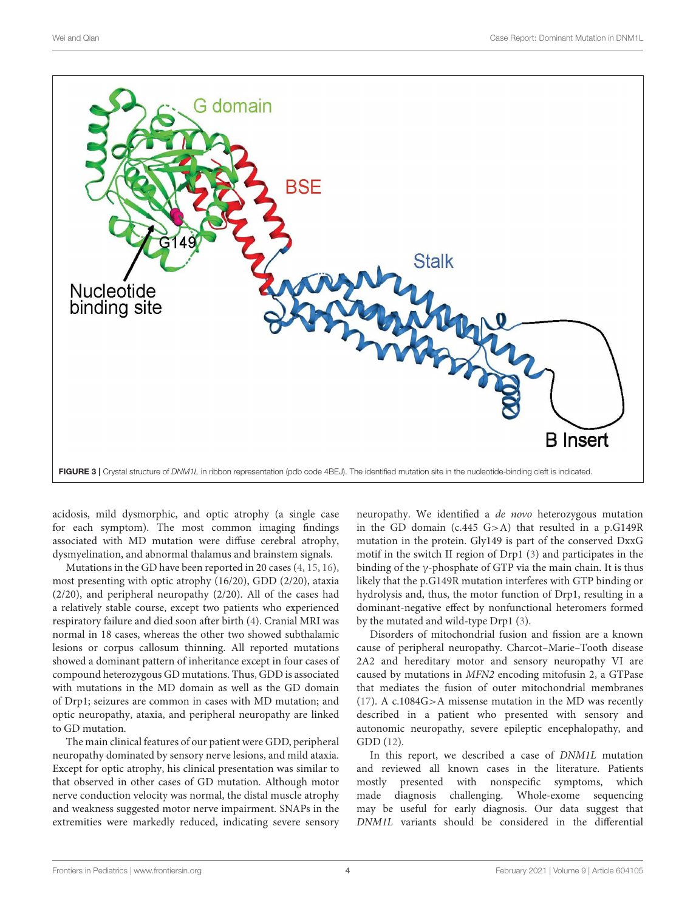**FIGURE 3 |** Crystal structure of *DNM1L* in ribbon representation (pdb code 4BEJ). The identified mutation site in the nucleotide-binding cleft is indicated.

acidosis, mild dysmorphic, and optic atrophy (a single case for each symptom). The most common imaging findings associated with MD mutation were diffuse cerebral atrophy, dysmyelination, and abnormal thalamus and brainstem signals.

Mutations in the GD have been reported in 20 cases (4, 15, 16), most presenting with optic atrophy (16/20), GDD (2/20), ataxia (2/20), and peripheral neuropathy (2/20). All of the cases had a relatively stable course, except two patients who experienced respiratory failure and died soon after birth (4). Cranial MRI was normal in 18 cases, whereas the other two showed subthalamic lesions or corpus callosum thinning. All reported mutations showed a dominant pattern of inheritance except in four cases of compound heterozygous GD mutations. Thus, GDD is associated with mutations in the MD domain as well as the GD domain of Drp1; seizures are common in cases with MD mutation; and optic neuropathy, ataxia, and peripheral neuropathy are linked to GD mutation.

The main clinical features of our patient were GDD, peripheral neuropathy dominated by sensory nerve lesions, and mild ataxia. Except for optic atrophy, his clinical presentation was similar to that observed in other cases of GD mutation. Although motor nerve conduction velocity was normal, the distal muscle atrophy and weakness suggested motor nerve impairment. SNAPs in the extremities were markedly reduced, indicating severe sensory neuropathy. We identified a *de novo* heterozygous mutation in the GD domain (c.445 G>A) that resulted in a p.G149R mutation in the protein. Gly149 is part of the conserved DxxG motif in the switch II region of Drp1 (3) and participates in the binding of the γ-phosphate of GTP via the main chain. It is thus likely that the p.G149R mutation interferes with GTP binding or hydrolysis and, thus, the motor function of Drp1, resulting in a dominant-negative effect by nonfunctional heteromers formed by the mutated and wild-type Drp1 (3).

Disorders of mitochondrial fusion and fission are a known cause of peripheral neuropathy. Charcot–Marie–Tooth disease 2A2 and hereditary motor and sensory neuropathy VI are caused by mutations in *MFN2* encoding mitofusin 2, a GTPase that mediates the fusion of outer mitochondrial membranes (17). A c.1084G>A missense mutation in the MD was recently described in a patient who presented with sensory and autonomic neuropathy, severe epileptic encephalopathy, and GDD (12).

In this report, we described a case of *DNM1L* mutation and reviewed all known cases in the literature. Patients mostly presented with nonspecific symptoms, which made diagnosis challenging. Whole-exome sequencing may be useful for early diagnosis. Our data suggest that *DNM1L* variants should be considered in the differential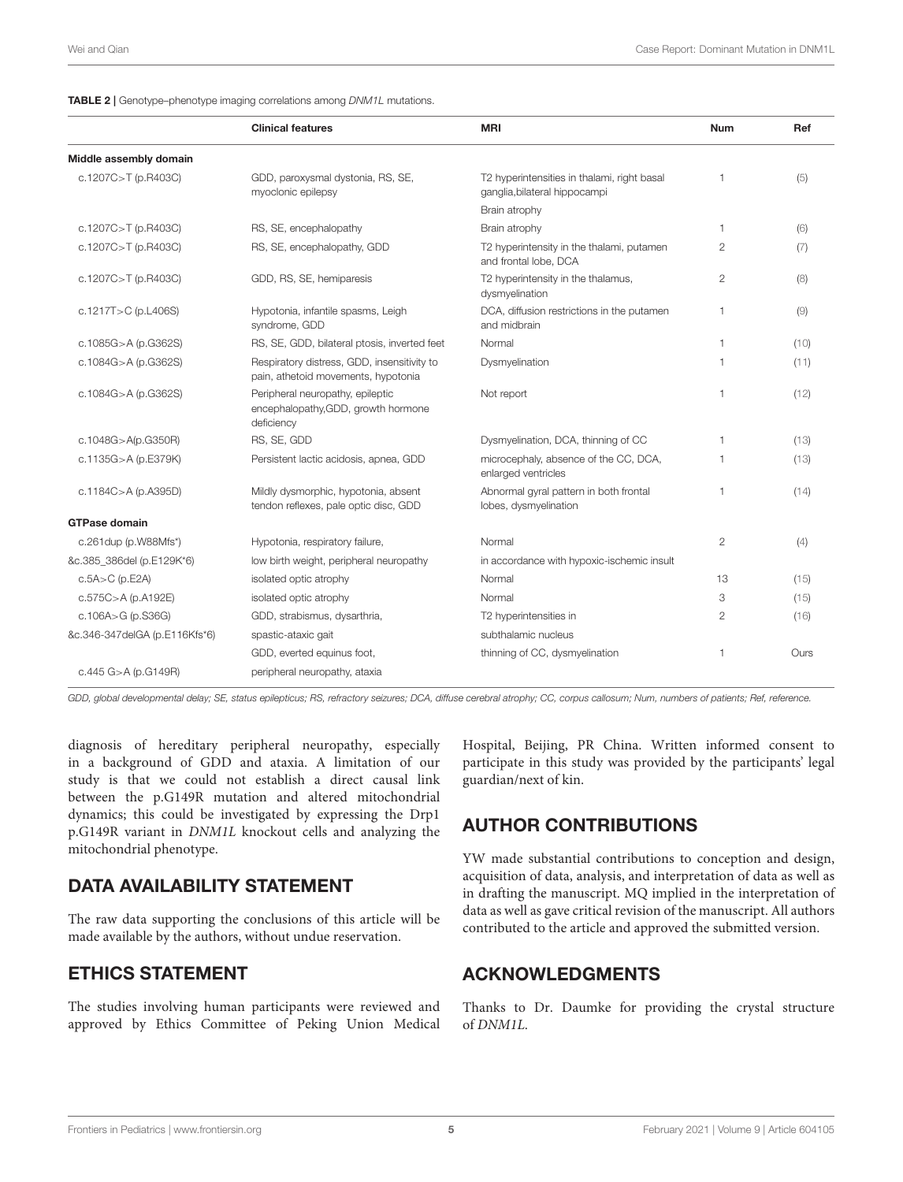**TABLE 2 |** Genotype–phenotype imaging correlations among *DNM1L* mutations.

| | Clinical features | MRI | Num | Ref |
|---|---|---|---|---|
| **Middle assembly domain** | | | | |
| c.1207C>T (p.R403C) | GDD, paroxysmal dystonia, RS, SE, myoclonic epilepsy | T2 hyperintensities in thalami, right basal ganglia,bilateral hippocampi Brain atrophy | 1 | (5) |
| c.1207C>T (p.R403C) | RS, SE, encephalopathy | Brain atrophy | 1 | (6) |
| c.1207C>T (p.R403C) | RS, SE, encephalopathy, GDD | T2 hyperintensity in the thalami, putamen and frontal lobe, DCA | 2 | (7) |
| c.1207C>T (p.R403C) | GDD, RS, SE, hemiparesis | T2 hyperintensity in the thalamus, dysmyelination | 2 | (8) |
| c.1217T>C (p.L406S) | Hypotonia, infantile spasms, Leigh syndrome, GDD | DCA, diffusion restrictions in the putamen and midbrain | 1 | (9) |
| c.1085G>A (p.G362S) | RS, SE, GDD, bilateral ptosis, inverted feet | Normal | 1 | (10) |
| c.1084G>A (p.G362S) | Respiratory distress, GDD, insensitivity to pain, athetoid movements, hypotonia | Dysmyelination | 1 | (11) |
| c.1084G>A (p.G362S) | Peripheral neuropathy, epileptic encephalopathy,GDD, growth hormone deficiency | Not report | 1 | (12) |
| c.1048G>A(p.G350R) | RS, SE, GDD | Dysmyelination, DCA, thinning of CC | 1 | (13) |
| c.1135G>A (p.E379K) | Persistent lactic acidosis, apnea, GDD | microcephaly, absence of the CC, DCA, enlarged ventricles | 1 | (13) |
| c.1184C>A (p.A395D) | Mildly dysmorphic, hypotonia, absent tendon reflexes, pale optic disc, GDD | Abnormal gyral pattern in both frontal lobes, dysmyelination | 1 | (14) |
| **GTPase domain** | | | | |
| c.261dup (p.W88Mfs*) &c.385_386del (p.E129K*6) | Hypotonia, respiratory failure, low birth weight, peripheral neuropathy | Normal in accordance with hypoxic-ischemic insult | 2 | (4) |
| c.5A>C (p.E2A) | isolated optic atrophy | Normal | 13 | (15) |
| c.575C>A (p.A192E) | isolated optic atrophy | Normal | 3 | (15) |
| c.106A>G (p.S36G) &c.346-347delGA (p.E116Kfs*6) | GDD, strabismus, dysarthria, spastic-ataxic gait | T2 hyperintensities in subthalamic nucleus | 2 | (16) |
| c.445 G>A (p.G149R) | GDD, everted equinus foot, peripheral neuropathy, ataxia | thinning of CC, dysmyelination | 1 | Ours |

*GDD, global developmental delay; SE, status epilepticus; RS, refractory seizures; DCA, diffuse cerebral atrophy; CC, corpus callosum; Num, numbers of patients; Ref, reference.*

diagnosis of hereditary peripheral neuropathy, especially in a background of GDD and ataxia. A limitation of our study is that we could not establish a direct causal link between the p.G149R mutation and altered mitochondrial dynamics; this could be investigated by expressing the Drp1 p.G149R variant in *DNM1L* knockout cells and analyzing the mitochondrial phenotype.

## DATA AVAILABILITY STATEMENT

The raw data supporting the conclusions of this article will be made available by the authors, without undue reservation.

## ETHICS STATEMENT

The studies involving human participants were reviewed and approved by Ethics Committee of Peking Union Medical Hospital, Beijing, PR China. Written informed consent to participate in this study was provided by the participants' legal guardian/next of kin.

## AUTHOR CONTRIBUTIONS

YW made substantial contributions to conception and design, acquisition of data, analysis, and interpretation of data as well as in drafting the manuscript. MQ implied in the interpretation of data as well as gave critical revision of the manuscript. All authors contributed to the article and approved the submitted version.

## ACKNOWLEDGMENTS

Thanks to Dr. Daumke for providing the crystal structure of *DNM1L*.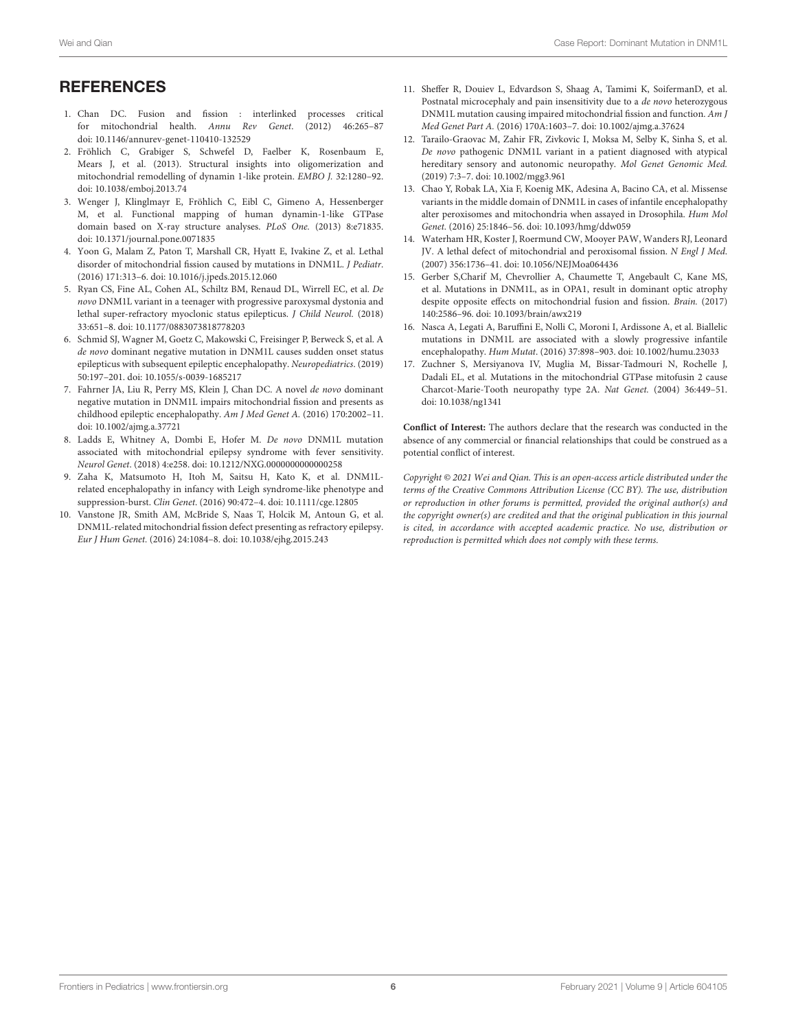## REFERENCES

1. Chan DC. Fusion and fission : interlinked processes critical for mitochondrial health. *Annu Rev Genet*. (2012) 46:265–87 doi: 10.1146/annurev-genet-110410-132529
2. Fröhlich C, Grabiger S, Schwefel D, Faelber K, Rosenbaum E, Mears J, et al. (2013). Structural insights into oligomerization and mitochondrial remodelling of dynamin 1-like protein. *EMBO J*. 32:1280–92. doi: 10.1038/emboj.2013.74
3. Wenger J, Klinglmayr E, Fröhlich C, Eibl C, Gimeno A, Hessenberger M, et al. Functional mapping of human dynamin-1-like GTPase domain based on X-ray structure analyses. *PLoS One*. (2013) 8:e71835. doi: 10.1371/journal.pone.0071835
4. Yoon G, Malam Z, Paton T, Marshall CR, Hyatt E, Ivakine Z, et al. Lethal disorder of mitochondrial fission caused by mutations in DNM1L. *J Pediatr*. (2016) 171:313–6. doi: 10.1016/j.jpeds.2015.12.060
5. Ryan CS, Fine AL, Cohen AL, Schiltz BM, Renaud DL, Wirrell EC, et al. *De novo* DNM1L variant in a teenager with progressive paroxysmal dystonia and lethal super-refractory myoclonic status epilepticus. *J Child Neurol*. (2018) 33:651–8. doi: 10.1177/0883073818778203
6. Schmid SJ, Wagner M, Goetz C, Makowski C, Freisinger P, Berweck S, et al. A *de novo* dominant negative mutation in DNM1L causes sudden onset status epilepticus with subsequent epileptic encephalopathy. *Neuropediatrics*. (2019) 50:197–201. doi: 10.1055/s-0039-1685217
7. Fahrner JA, Liu R, Perry MS, Klein J, Chan DC. A novel *de novo* dominant negative mutation in DNM1L impairs mitochondrial fission and presents as childhood epileptic encephalopathy. *Am J Med Genet A*. (2016) 170:2002–11. doi: 10.1002/ajmg.a.37721
8. Ladds E, Whitney A, Dombi E, Hofer M. *De novo* DNM1L mutation associated with mitochondrial epilepsy syndrome with fever sensitivity. *Neurol Genet*. (2018) 4:e258. doi: 10.1212/NXG.0000000000000258
9. Zaha K, Matsumoto H, Itoh M, Saitsu H, Kato K, et al. DNM1L-related encephalopathy in infancy with Leigh syndrome-like phenotype and suppression-burst. *Clin Genet*. (2016) 90:472–4. doi: 10.1111/cge.12805
10. Vanstone JR, Smith AM, McBride S, Naas T, Holcik M, Antoun G, et al. DNM1L-related mitochondrial fission defect presenting as refractory epilepsy. *Eur J Hum Genet*. (2016) 24:1084–8. doi: 10.1038/ejhg.2015.243
11. Sheffer R, Douiev L, Edvardson S, Shaag A, Tamimi K, SoifermanD, et al. Postnatal microcephaly and pain insensitivity due to a *de novo* heterozygous DNM1L mutation causing impaired mitochondrial fission and function. *Am J Med Genet Part A*. (2016) 170A:1603–7. doi: 10.1002/ajmg.a.37624
12. Tarailo-Graovac M, Zahir FR, Zivkovic I, Moksa M, Selby K, Sinha S, et al. *De novo* pathogenic DNM1L variant in a patient diagnosed with atypical hereditary sensory and autonomic neuropathy. *Mol Genet Genomic Med*. (2019) 7:3–7. doi: 10.1002/mgg3.961
13. Chao Y, Robak LA, Xia F, Koenig MK, Adesina A, Bacino CA, et al. Missense variants in the middle domain of DNM1L in cases of infantile encephalopathy alter peroxisomes and mitochondria when assayed in Drosophila. *Hum Mol Genet*. (2016) 25:1846–56. doi: 10.1093/hmg/ddw059
14. Waterham HR, Koster J, Roermund CW, Mooyer PAW, Wanders RJ, Leonard JV. A lethal defect of mitochondrial and peroxisomal fission. *N Engl J Med*. (2007) 356:1736–41. doi: 10.1056/NEJMoa064436
15. Gerber S,Charif M, Chevrollier A, Chaumette T, Angebault C, Kane MS, et al. Mutations in DNM1L, as in OPA1, result in dominant optic atrophy despite opposite effects on mitochondrial fusion and fission. *Brain*. (2017) 140:2586–96. doi: 10.1093/brain/awx219
16. Nasca A, Legati A, Baruffini E, Nolli C, Moroni I, Ardissone A, et al. Biallelic mutations in DNM1L are associated with a slowly progressive infantile encephalopathy. *Hum Mutat*. (2016) 37:898–903. doi: 10.1002/humu.23033
17. Zuchner S, Mersiyanova IV, Muglia M, Bissar-Tadmouri N, Rochelle J, Dadali EL, et al. Mutations in the mitochondrial GTPase mitofusin 2 cause Charcot-Marie-Tooth neuropathy type 2A. *Nat Genet*. (2004) 36:449–51. doi: 10.1038/ng1341

**Conflict of Interest:** The authors declare that the research was conducted in the absence of any commercial or financial relationships that could be construed as a potential conflict of interest.

*Copyright © 2021 Wei and Qian. This is an open-access article distributed under the terms of the Creative Commons Attribution License (CC BY). The use, distribution or reproduction in other forums is permitted, provided the original author(s) and the copyright owner(s) are credited and that the original publication in this journal is cited, in accordance with accepted academic practice. No use, distribution or reproduction is permitted which does not comply with these terms.*